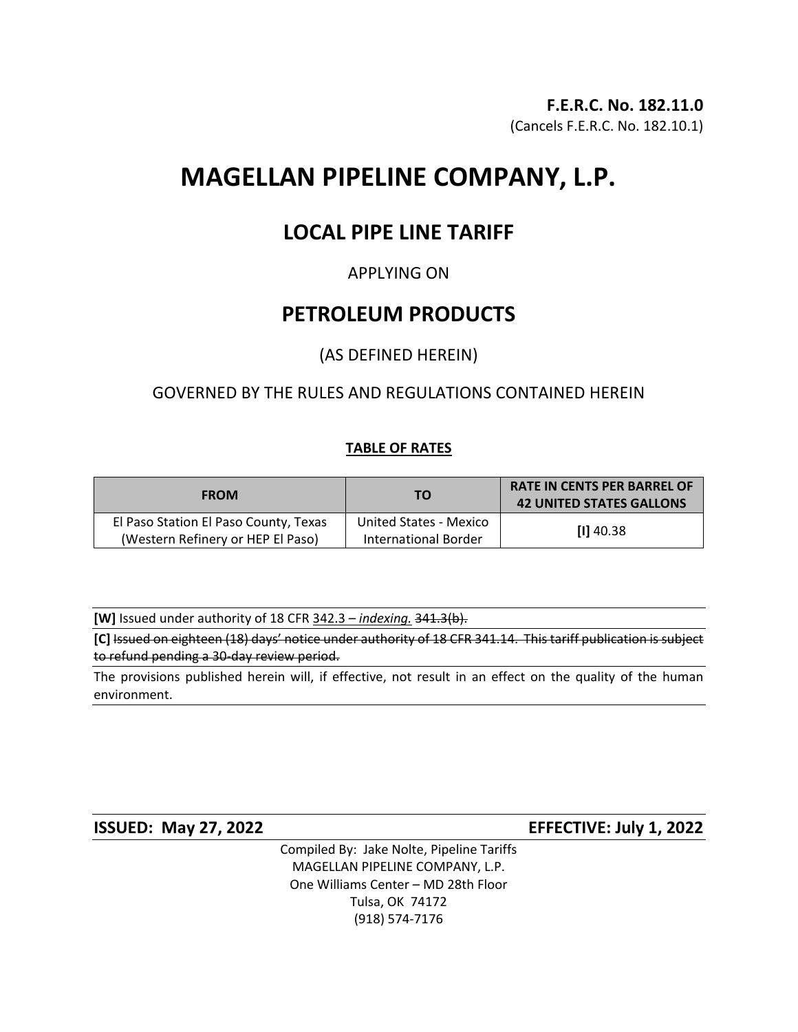**F.E.R.C. No. 182.11.0**
(Cancels F.E.R.C. No. 182.10.1)

# MAGELLAN PIPELINE COMPANY, L.P.

## LOCAL PIPE LINE TARIFF

APPLYING ON

## PETROLEUM PRODUCTS

(AS DEFINED HEREIN)

GOVERNED BY THE RULES AND REGULATIONS CONTAINED HEREIN

**TABLE OF RATES**

| FROM | TO | RATE IN CENTS PER BARREL OF 42 UNITED STATES GALLONS |
|---|---|---|
| El Paso Station El Paso County, Texas (Western Refinery or HEP El Paso) | United States - Mexico International Border | **[I]** 40.38 |

**[W]** Issued under authority of 18 CFR <u>342.3 – *indexing.*</u> ~~341.3(b).~~

**[C]** ~~Issued on eighteen (18) days' notice under authority of 18 CFR 341.14. This tariff publication is subject to refund pending a 30-day review period.~~

The provisions published herein will, if effective, not result in an effect on the quality of the human environment.

**ISSUED: May 27, 2022** **EFFECTIVE: July 1, 2022**

Compiled By: Jake Nolte, Pipeline Tariffs
MAGELLAN PIPELINE COMPANY, L.P.
One Williams Center – MD 28th Floor
Tulsa, OK 74172
(918) 574-7176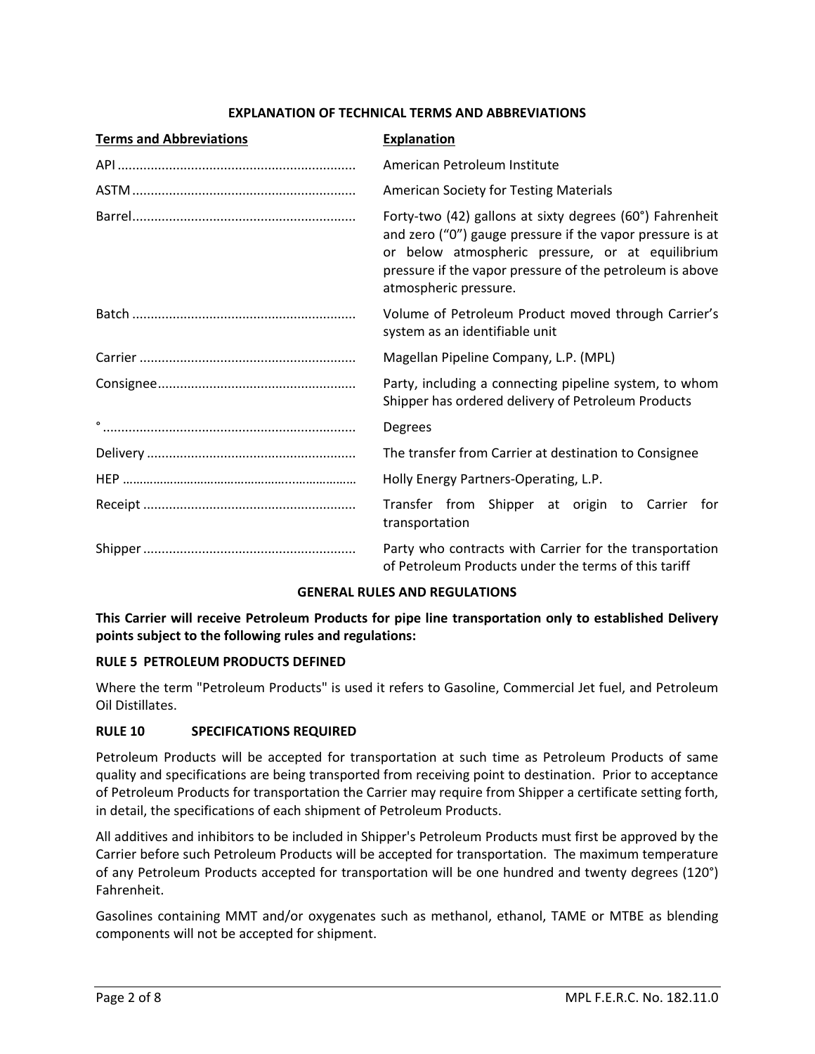## EXPLANATION OF TECHNICAL TERMS AND ABBREVIATIONS

| Terms and Abbreviations | Explanation |
|---|---|
| API | American Petroleum Institute |
| ASTM | American Society for Testing Materials |
| Barrel | Forty-two (42) gallons at sixty degrees (60°) Fahrenheit and zero ("0") gauge pressure if the vapor pressure is at or below atmospheric pressure, or at equilibrium pressure if the vapor pressure of the petroleum is above atmospheric pressure. |
| Batch | Volume of Petroleum Product moved through Carrier's system as an identifiable unit |
| Carrier | Magellan Pipeline Company, L.P. (MPL) |
| Consignee | Party, including a connecting pipeline system, to whom Shipper has ordered delivery of Petroleum Products |
| ° | Degrees |
| Delivery | The transfer from Carrier at destination to Consignee |
| HEP | Holly Energy Partners-Operating, L.P. |
| Receipt | Transfer from Shipper at origin to Carrier for transportation |
| Shipper | Party who contracts with Carrier for the transportation of Petroleum Products under the terms of this tariff |

## GENERAL RULES AND REGULATIONS

**This Carrier will receive Petroleum Products for pipe line transportation only to established Delivery points subject to the following rules and regulations:**

### RULE 5 PETROLEUM PRODUCTS DEFINED

Where the term "Petroleum Products" is used it refers to Gasoline, Commercial Jet fuel, and Petroleum Oil Distillates.

### RULE 10 SPECIFICATIONS REQUIRED

Petroleum Products will be accepted for transportation at such time as Petroleum Products of same quality and specifications are being transported from receiving point to destination. Prior to acceptance of Petroleum Products for transportation the Carrier may require from Shipper a certificate setting forth, in detail, the specifications of each shipment of Petroleum Products.

All additives and inhibitors to be included in Shipper's Petroleum Products must first be approved by the Carrier before such Petroleum Products will be accepted for transportation. The maximum temperature of any Petroleum Products accepted for transportation will be one hundred and twenty degrees (120°) Fahrenheit.

Gasolines containing MMT and/or oxygenates such as methanol, ethanol, TAME or MTBE as blending components will not be accepted for shipment.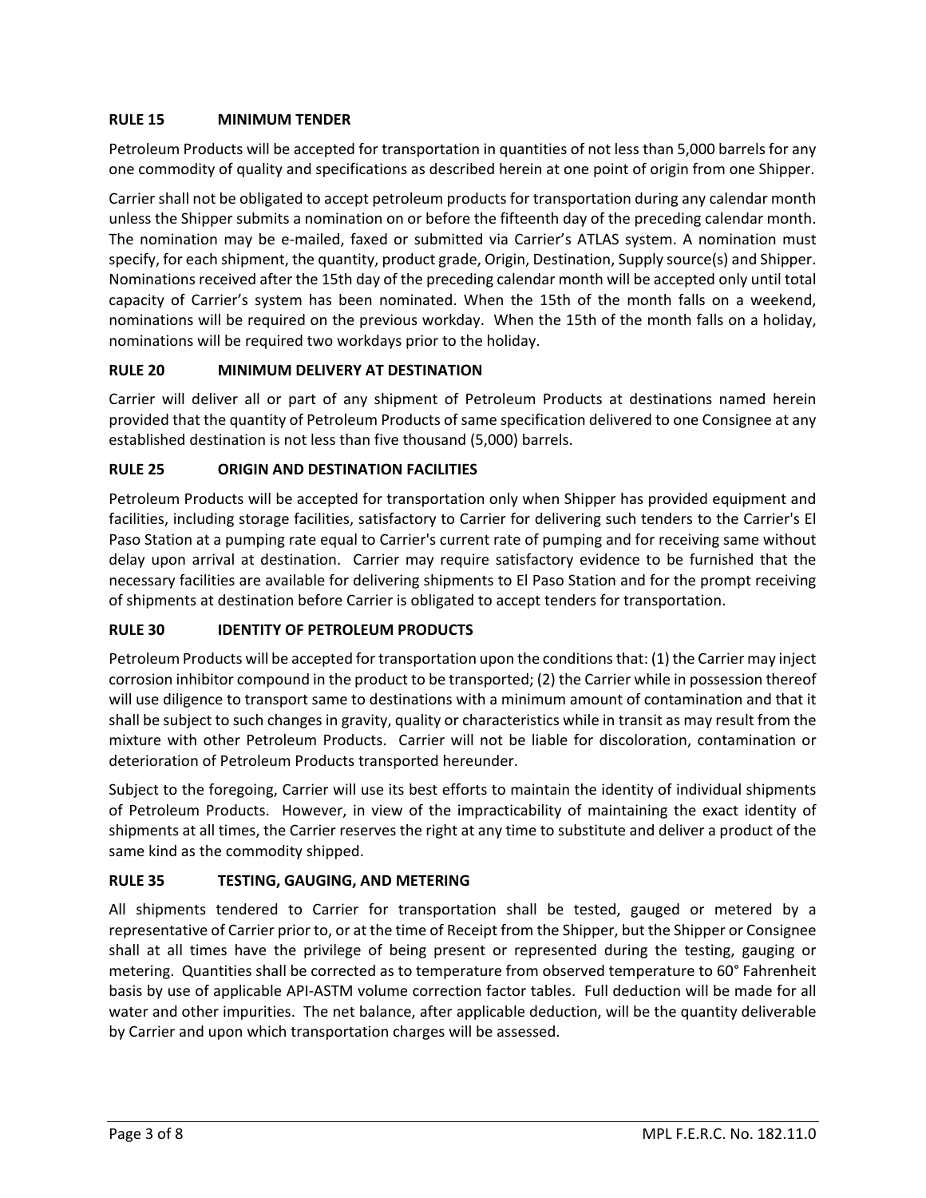### RULE 15 MINIMUM TENDER

Petroleum Products will be accepted for transportation in quantities of not less than 5,000 barrels for any one commodity of quality and specifications as described herein at one point of origin from one Shipper.

Carrier shall not be obligated to accept petroleum products for transportation during any calendar month unless the Shipper submits a nomination on or before the fifteenth day of the preceding calendar month. The nomination may be e-mailed, faxed or submitted via Carrier's ATLAS system. A nomination must specify, for each shipment, the quantity, product grade, Origin, Destination, Supply source(s) and Shipper. Nominations received after the 15th day of the preceding calendar month will be accepted only until total capacity of Carrier's system has been nominated. When the 15th of the month falls on a weekend, nominations will be required on the previous workday. When the 15th of the month falls on a holiday, nominations will be required two workdays prior to the holiday.

### RULE 20 MINIMUM DELIVERY AT DESTINATION

Carrier will deliver all or part of any shipment of Petroleum Products at destinations named herein provided that the quantity of Petroleum Products of same specification delivered to one Consignee at any established destination is not less than five thousand (5,000) barrels.

### RULE 25 ORIGIN AND DESTINATION FACILITIES

Petroleum Products will be accepted for transportation only when Shipper has provided equipment and facilities, including storage facilities, satisfactory to Carrier for delivering such tenders to the Carrier's El Paso Station at a pumping rate equal to Carrier's current rate of pumping and for receiving same without delay upon arrival at destination. Carrier may require satisfactory evidence to be furnished that the necessary facilities are available for delivering shipments to El Paso Station and for the prompt receiving of shipments at destination before Carrier is obligated to accept tenders for transportation.

### RULE 30 IDENTITY OF PETROLEUM PRODUCTS

Petroleum Products will be accepted for transportation upon the conditions that: (1) the Carrier may inject corrosion inhibitor compound in the product to be transported; (2) the Carrier while in possession thereof will use diligence to transport same to destinations with a minimum amount of contamination and that it shall be subject to such changes in gravity, quality or characteristics while in transit as may result from the mixture with other Petroleum Products. Carrier will not be liable for discoloration, contamination or deterioration of Petroleum Products transported hereunder.

Subject to the foregoing, Carrier will use its best efforts to maintain the identity of individual shipments of Petroleum Products. However, in view of the impracticability of maintaining the exact identity of shipments at all times, the Carrier reserves the right at any time to substitute and deliver a product of the same kind as the commodity shipped.

### RULE 35 TESTING, GAUGING, AND METERING

All shipments tendered to Carrier for transportation shall be tested, gauged or metered by a representative of Carrier prior to, or at the time of Receipt from the Shipper, but the Shipper or Consignee shall at all times have the privilege of being present or represented during the testing, gauging or metering. Quantities shall be corrected as to temperature from observed temperature to 60° Fahrenheit basis by use of applicable API-ASTM volume correction factor tables. Full deduction will be made for all water and other impurities. The net balance, after applicable deduction, will be the quantity deliverable by Carrier and upon which transportation charges will be assessed.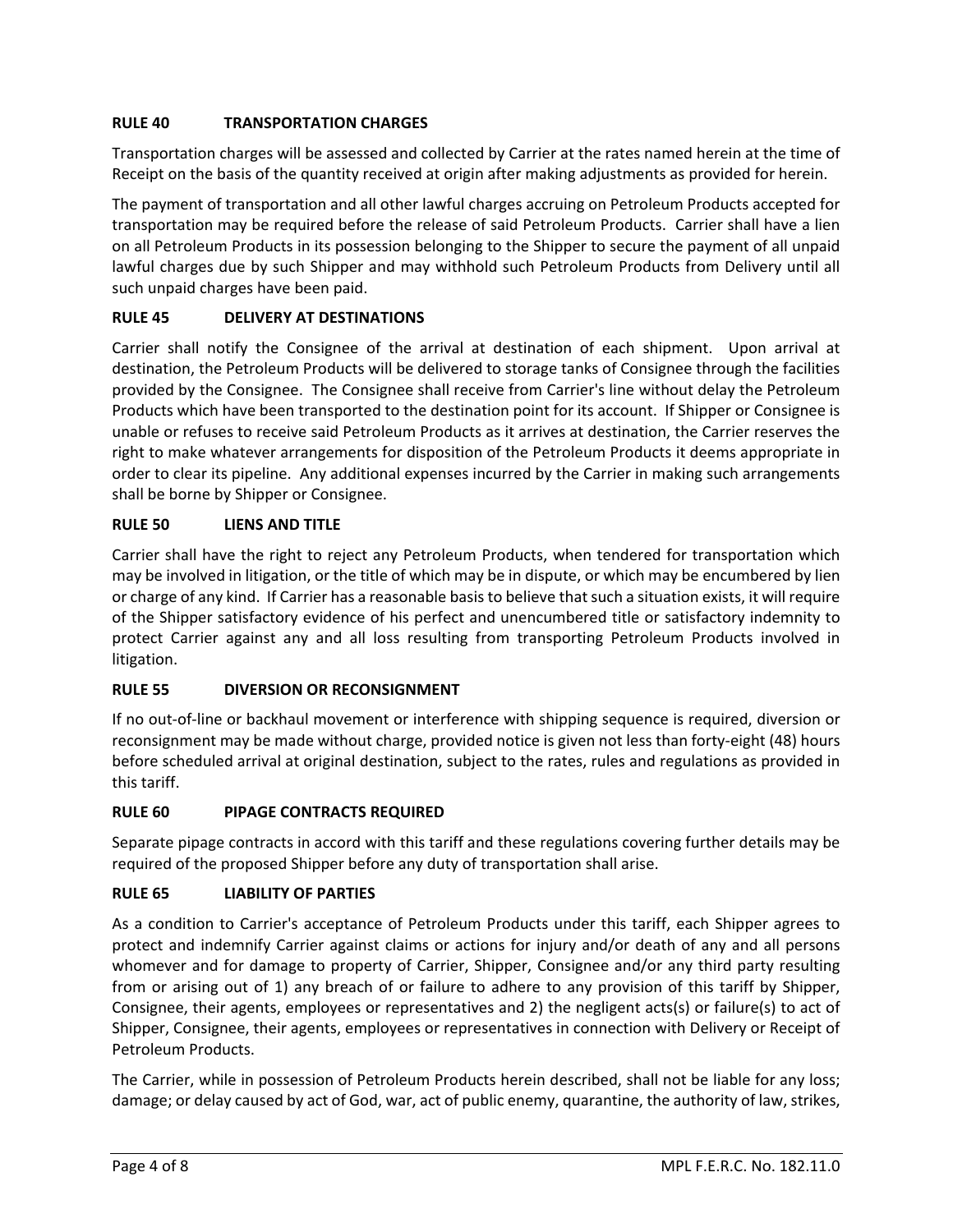### RULE 40 TRANSPORTATION CHARGES

Transportation charges will be assessed and collected by Carrier at the rates named herein at the time of Receipt on the basis of the quantity received at origin after making adjustments as provided for herein.

The payment of transportation and all other lawful charges accruing on Petroleum Products accepted for transportation may be required before the release of said Petroleum Products. Carrier shall have a lien on all Petroleum Products in its possession belonging to the Shipper to secure the payment of all unpaid lawful charges due by such Shipper and may withhold such Petroleum Products from Delivery until all such unpaid charges have been paid.

### RULE 45 DELIVERY AT DESTINATIONS

Carrier shall notify the Consignee of the arrival at destination of each shipment. Upon arrival at destination, the Petroleum Products will be delivered to storage tanks of Consignee through the facilities provided by the Consignee. The Consignee shall receive from Carrier's line without delay the Petroleum Products which have been transported to the destination point for its account. If Shipper or Consignee is unable or refuses to receive said Petroleum Products as it arrives at destination, the Carrier reserves the right to make whatever arrangements for disposition of the Petroleum Products it deems appropriate in order to clear its pipeline. Any additional expenses incurred by the Carrier in making such arrangements shall be borne by Shipper or Consignee.

### RULE 50 LIENS AND TITLE

Carrier shall have the right to reject any Petroleum Products, when tendered for transportation which may be involved in litigation, or the title of which may be in dispute, or which may be encumbered by lien or charge of any kind. If Carrier has a reasonable basis to believe that such a situation exists, it will require of the Shipper satisfactory evidence of his perfect and unencumbered title or satisfactory indemnity to protect Carrier against any and all loss resulting from transporting Petroleum Products involved in litigation.

### RULE 55 DIVERSION OR RECONSIGNMENT

If no out-of-line or backhaul movement or interference with shipping sequence is required, diversion or reconsignment may be made without charge, provided notice is given not less than forty-eight (48) hours before scheduled arrival at original destination, subject to the rates, rules and regulations as provided in this tariff.

### RULE 60 PIPAGE CONTRACTS REQUIRED

Separate pipage contracts in accord with this tariff and these regulations covering further details may be required of the proposed Shipper before any duty of transportation shall arise.

### RULE 65 LIABILITY OF PARTIES

As a condition to Carrier's acceptance of Petroleum Products under this tariff, each Shipper agrees to protect and indemnify Carrier against claims or actions for injury and/or death of any and all persons whomever and for damage to property of Carrier, Shipper, Consignee and/or any third party resulting from or arising out of 1) any breach of or failure to adhere to any provision of this tariff by Shipper, Consignee, their agents, employees or representatives and 2) the negligent acts(s) or failure(s) to act of Shipper, Consignee, their agents, employees or representatives in connection with Delivery or Receipt of Petroleum Products.

The Carrier, while in possession of Petroleum Products herein described, shall not be liable for any loss; damage; or delay caused by act of God, war, act of public enemy, quarantine, the authority of law, strikes,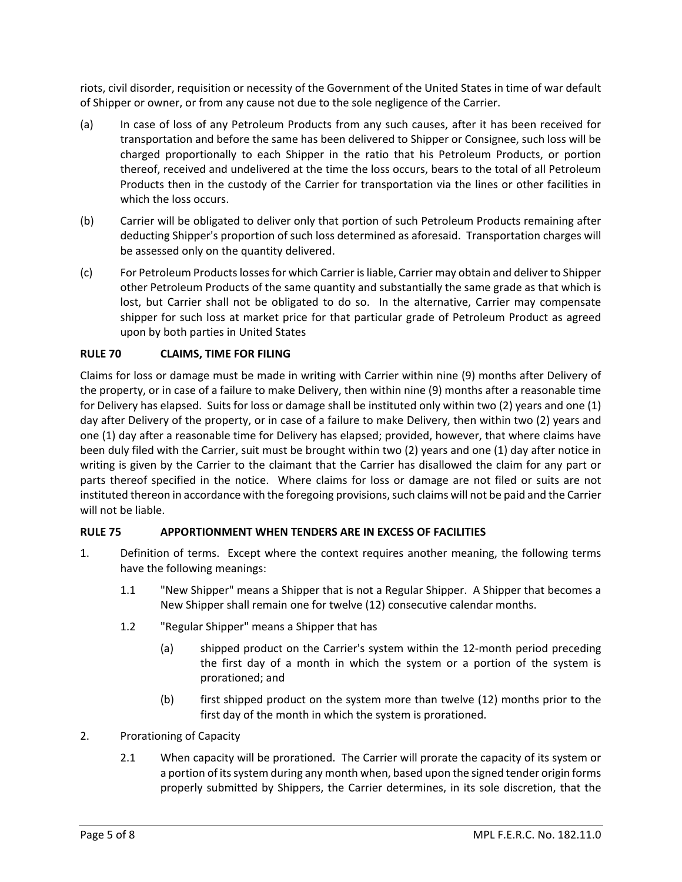riots, civil disorder, requisition or necessity of the Government of the United States in time of war default of Shipper or owner, or from any cause not due to the sole negligence of the Carrier.

(a) In case of loss of any Petroleum Products from any such causes, after it has been received for transportation and before the same has been delivered to Shipper or Consignee, such loss will be charged proportionally to each Shipper in the ratio that his Petroleum Products, or portion thereof, received and undelivered at the time the loss occurs, bears to the total of all Petroleum Products then in the custody of the Carrier for transportation via the lines or other facilities in which the loss occurs.

(b) Carrier will be obligated to deliver only that portion of such Petroleum Products remaining after deducting Shipper's proportion of such loss determined as aforesaid. Transportation charges will be assessed only on the quantity delivered.

(c) For Petroleum Products losses for which Carrier is liable, Carrier may obtain and deliver to Shipper other Petroleum Products of the same quantity and substantially the same grade as that which is lost, but Carrier shall not be obligated to do so. In the alternative, Carrier may compensate shipper for such loss at market price for that particular grade of Petroleum Product as agreed upon by both parties in United States

**RULE 70 CLAIMS, TIME FOR FILING**

Claims for loss or damage must be made in writing with Carrier within nine (9) months after Delivery of the property, or in case of a failure to make Delivery, then within nine (9) months after a reasonable time for Delivery has elapsed. Suits for loss or damage shall be instituted only within two (2) years and one (1) day after Delivery of the property, or in case of a failure to make Delivery, then within two (2) years and one (1) day after a reasonable time for Delivery has elapsed; provided, however, that where claims have been duly filed with the Carrier, suit must be brought within two (2) years and one (1) day after notice in writing is given by the Carrier to the claimant that the Carrier has disallowed the claim for any part or parts thereof specified in the notice. Where claims for loss or damage are not filed or suits are not instituted thereon in accordance with the foregoing provisions, such claims will not be paid and the Carrier will not be liable.

**RULE 75 APPORTIONMENT WHEN TENDERS ARE IN EXCESS OF FACILITIES**

1. Definition of terms. Except where the context requires another meaning, the following terms have the following meanings:

   1.1 "New Shipper" means a Shipper that is not a Regular Shipper. A Shipper that becomes a New Shipper shall remain one for twelve (12) consecutive calendar months.

   1.2 "Regular Shipper" means a Shipper that has

   (a) shipped product on the Carrier's system within the 12-month period preceding the first day of a month in which the system or a portion of the system is prorationed; and

   (b) first shipped product on the system more than twelve (12) months prior to the first day of the month in which the system is prorationed.

2. Prorationing of Capacity

   2.1 When capacity will be prorationed. The Carrier will prorate the capacity of its system or a portion of its system during any month when, based upon the signed tender origin forms properly submitted by Shippers, the Carrier determines, in its sole discretion, that the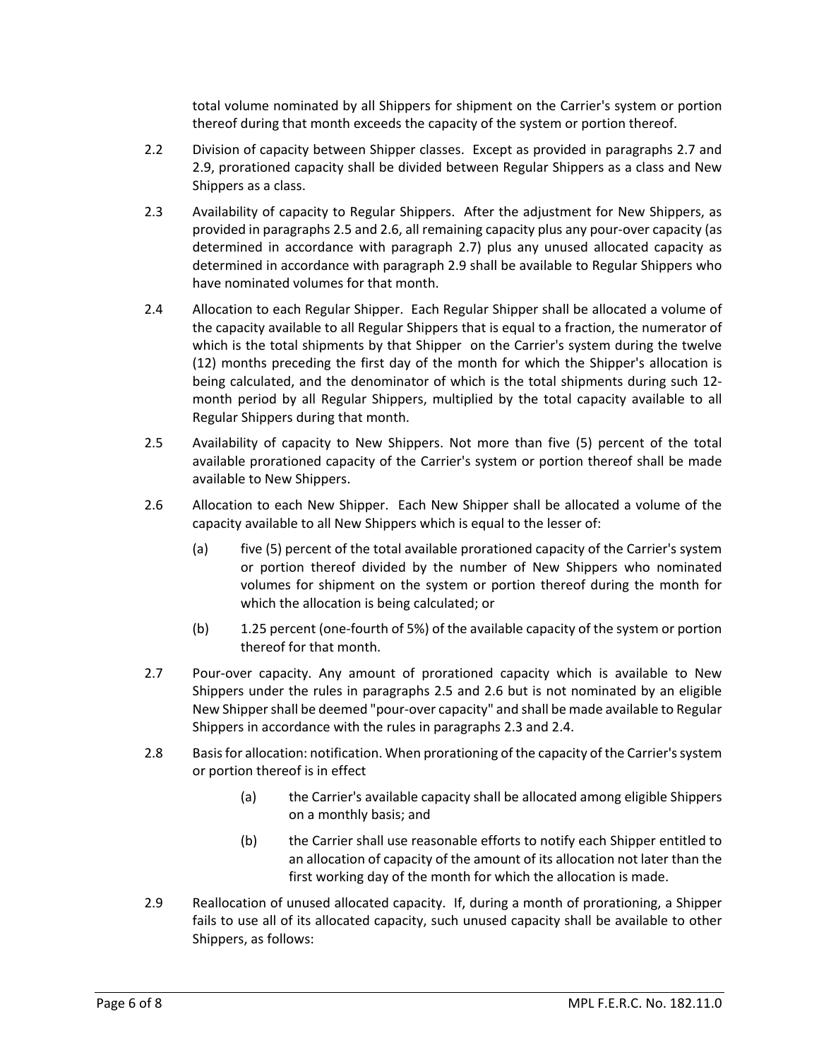total volume nominated by all Shippers for shipment on the Carrier's system or portion thereof during that month exceeds the capacity of the system or portion thereof.

2.2 Division of capacity between Shipper classes. Except as provided in paragraphs 2.7 and 2.9, prorationed capacity shall be divided between Regular Shippers as a class and New Shippers as a class.

2.3 Availability of capacity to Regular Shippers. After the adjustment for New Shippers, as provided in paragraphs 2.5 and 2.6, all remaining capacity plus any pour-over capacity (as determined in accordance with paragraph 2.7) plus any unused allocated capacity as determined in accordance with paragraph 2.9 shall be available to Regular Shippers who have nominated volumes for that month.

2.4 Allocation to each Regular Shipper. Each Regular Shipper shall be allocated a volume of the capacity available to all Regular Shippers that is equal to a fraction, the numerator of which is the total shipments by that Shipper on the Carrier's system during the twelve (12) months preceding the first day of the month for which the Shipper's allocation is being calculated, and the denominator of which is the total shipments during such 12-month period by all Regular Shippers, multiplied by the total capacity available to all Regular Shippers during that month.

2.5 Availability of capacity to New Shippers. Not more than five (5) percent of the total available prorationed capacity of the Carrier's system or portion thereof shall be made available to New Shippers.

2.6 Allocation to each New Shipper. Each New Shipper shall be allocated a volume of the capacity available to all New Shippers which is equal to the lesser of:

(a) five (5) percent of the total available prorationed capacity of the Carrier's system or portion thereof divided by the number of New Shippers who nominated volumes for shipment on the system or portion thereof during the month for which the allocation is being calculated; or

(b) 1.25 percent (one-fourth of 5%) of the available capacity of the system or portion thereof for that month.

2.7 Pour-over capacity. Any amount of prorationed capacity which is available to New Shippers under the rules in paragraphs 2.5 and 2.6 but is not nominated by an eligible New Shipper shall be deemed "pour-over capacity" and shall be made available to Regular Shippers in accordance with the rules in paragraphs 2.3 and 2.4.

2.8 Basis for allocation: notification. When prorationing of the capacity of the Carrier's system or portion thereof is in effect

(a) the Carrier's available capacity shall be allocated among eligible Shippers on a monthly basis; and

(b) the Carrier shall use reasonable efforts to notify each Shipper entitled to an allocation of capacity of the amount of its allocation not later than the first working day of the month for which the allocation is made.

2.9 Reallocation of unused allocated capacity. If, during a month of prorationing, a Shipper fails to use all of its allocated capacity, such unused capacity shall be available to other Shippers, as follows: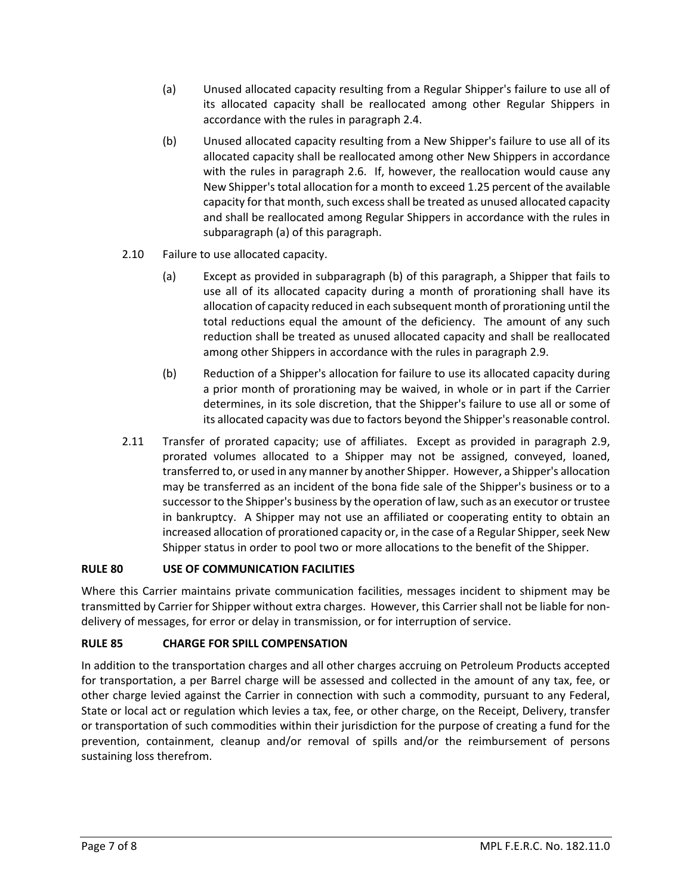(a) Unused allocated capacity resulting from a Regular Shipper's failure to use all of its allocated capacity shall be reallocated among other Regular Shippers in accordance with the rules in paragraph 2.4.

(b) Unused allocated capacity resulting from a New Shipper's failure to use all of its allocated capacity shall be reallocated among other New Shippers in accordance with the rules in paragraph 2.6. If, however, the reallocation would cause any New Shipper's total allocation for a month to exceed 1.25 percent of the available capacity for that month, such excess shall be treated as unused allocated capacity and shall be reallocated among Regular Shippers in accordance with the rules in subparagraph (a) of this paragraph.

2.10 Failure to use allocated capacity.

(a) Except as provided in subparagraph (b) of this paragraph, a Shipper that fails to use all of its allocated capacity during a month of prorationing shall have its allocation of capacity reduced in each subsequent month of prorationing until the total reductions equal the amount of the deficiency. The amount of any such reduction shall be treated as unused allocated capacity and shall be reallocated among other Shippers in accordance with the rules in paragraph 2.9.

(b) Reduction of a Shipper's allocation for failure to use its allocated capacity during a prior month of prorationing may be waived, in whole or in part if the Carrier determines, in its sole discretion, that the Shipper's failure to use all or some of its allocated capacity was due to factors beyond the Shipper's reasonable control.

2.11 Transfer of prorated capacity; use of affiliates. Except as provided in paragraph 2.9, prorated volumes allocated to a Shipper may not be assigned, conveyed, loaned, transferred to, or used in any manner by another Shipper. However, a Shipper's allocation may be transferred as an incident of the bona fide sale of the Shipper's business or to a successor to the Shipper's business by the operation of law, such as an executor or trustee in bankruptcy. A Shipper may not use an affiliated or cooperating entity to obtain an increased allocation of prorationed capacity or, in the case of a Regular Shipper, seek New Shipper status in order to pool two or more allocations to the benefit of the Shipper.

**RULE 80 USE OF COMMUNICATION FACILITIES**

Where this Carrier maintains private communication facilities, messages incident to shipment may be transmitted by Carrier for Shipper without extra charges. However, this Carrier shall not be liable for non-delivery of messages, for error or delay in transmission, or for interruption of service.

**RULE 85 CHARGE FOR SPILL COMPENSATION**

In addition to the transportation charges and all other charges accruing on Petroleum Products accepted for transportation, a per Barrel charge will be assessed and collected in the amount of any tax, fee, or other charge levied against the Carrier in connection with such a commodity, pursuant to any Federal, State or local act or regulation which levies a tax, fee, or other charge, on the Receipt, Delivery, transfer or transportation of such commodities within their jurisdiction for the purpose of creating a fund for the prevention, containment, cleanup and/or removal of spills and/or the reimbursement of persons sustaining loss therefrom.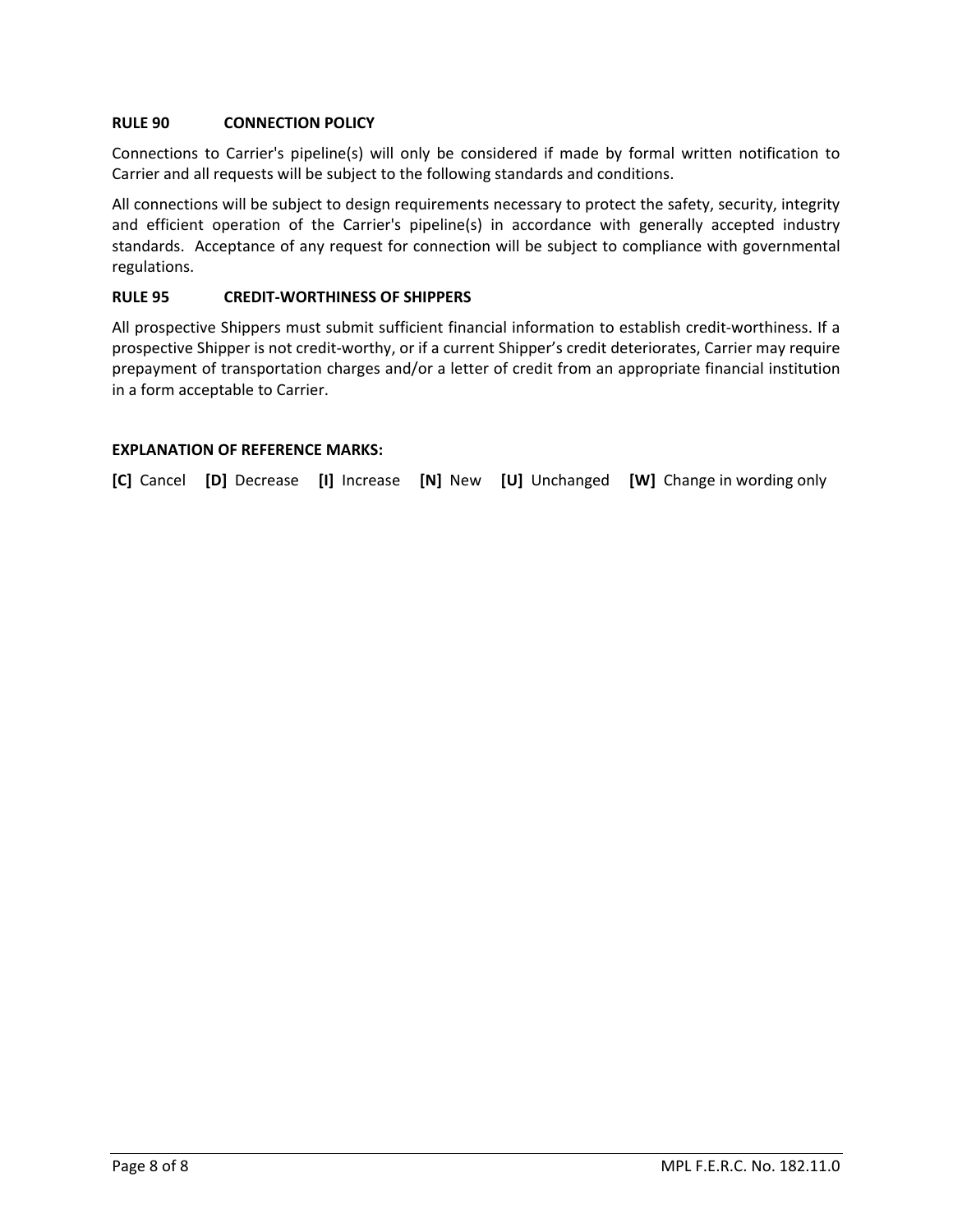### RULE 90 CONNECTION POLICY

Connections to Carrier's pipeline(s) will only be considered if made by formal written notification to Carrier and all requests will be subject to the following standards and conditions.

All connections will be subject to design requirements necessary to protect the safety, security, integrity and efficient operation of the Carrier's pipeline(s) in accordance with generally accepted industry standards. Acceptance of any request for connection will be subject to compliance with governmental regulations.

### RULE 95 CREDIT-WORTHINESS OF SHIPPERS

All prospective Shippers must submit sufficient financial information to establish credit-worthiness. If a prospective Shipper is not credit-worthy, or if a current Shipper's credit deteriorates, Carrier may require prepayment of transportation charges and/or a letter of credit from an appropriate financial institution in a form acceptable to Carrier.

**EXPLANATION OF REFERENCE MARKS:**

**[C]** Cancel **[D]** Decrease **[I]** Increase **[N]** New **[U]** Unchanged **[W]** Change in wording only